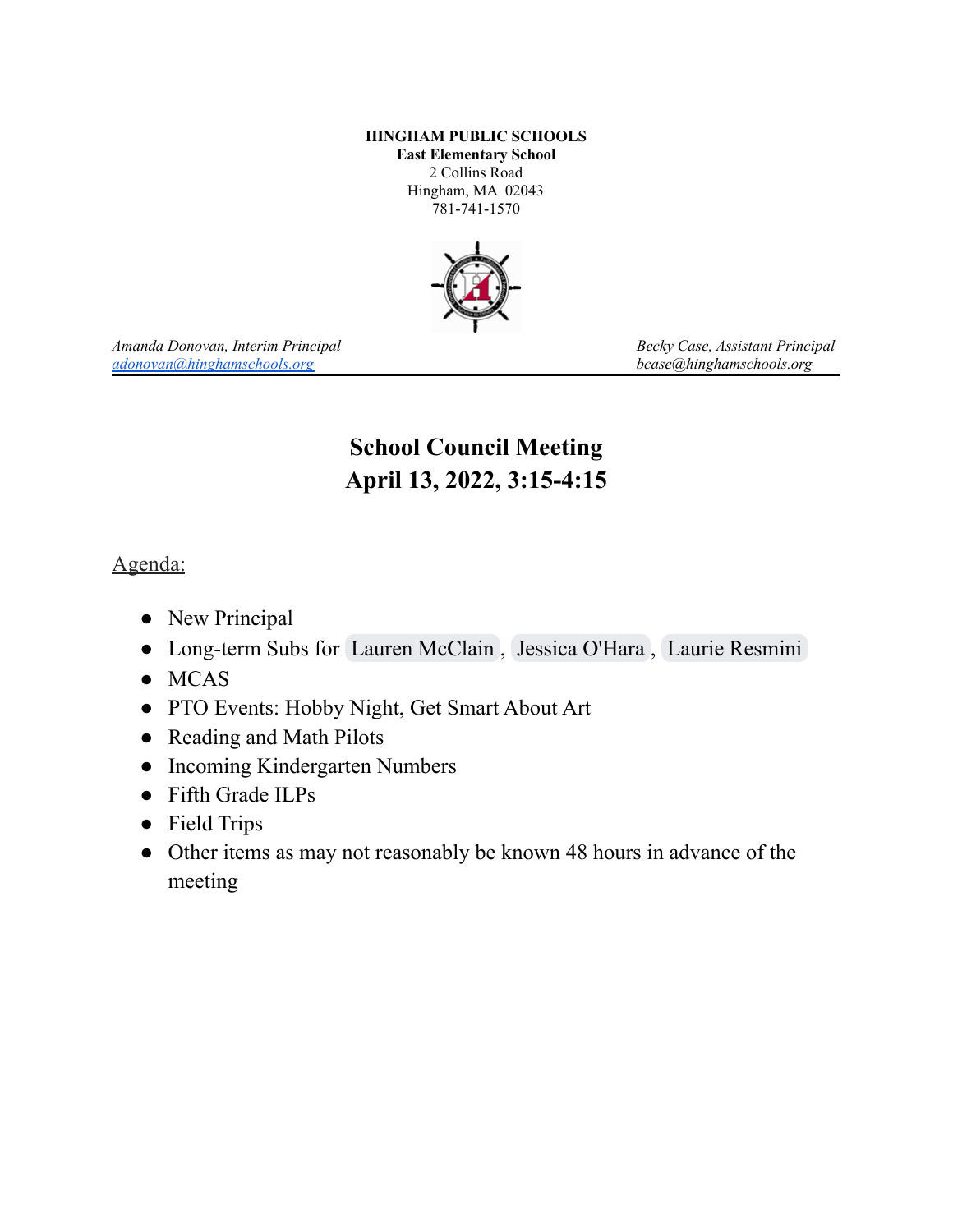**HINGHAM PUBLIC SCHOOLS**
**East Elementary School**
2 Collins Road
Hingham, MA 02043
781-741-1570

*Amanda Donovan, Interim Principal*
*adonovan@hinghamschools.org*

*Becky Case, Assistant Principal*
*bcase@hinghamschools.org*

# School Council Meeting
# April 13, 2022, 3:15-4:15

Agenda:

- New Principal
- Long-term Subs for Lauren McClain, Jessica O'Hara, Laurie Resmini
- MCAS
- PTO Events: Hobby Night, Get Smart About Art
- Reading and Math Pilots
- Incoming Kindergarten Numbers
- Fifth Grade ILPs
- Field Trips
- Other items as may not reasonably be known 48 hours in advance of the meeting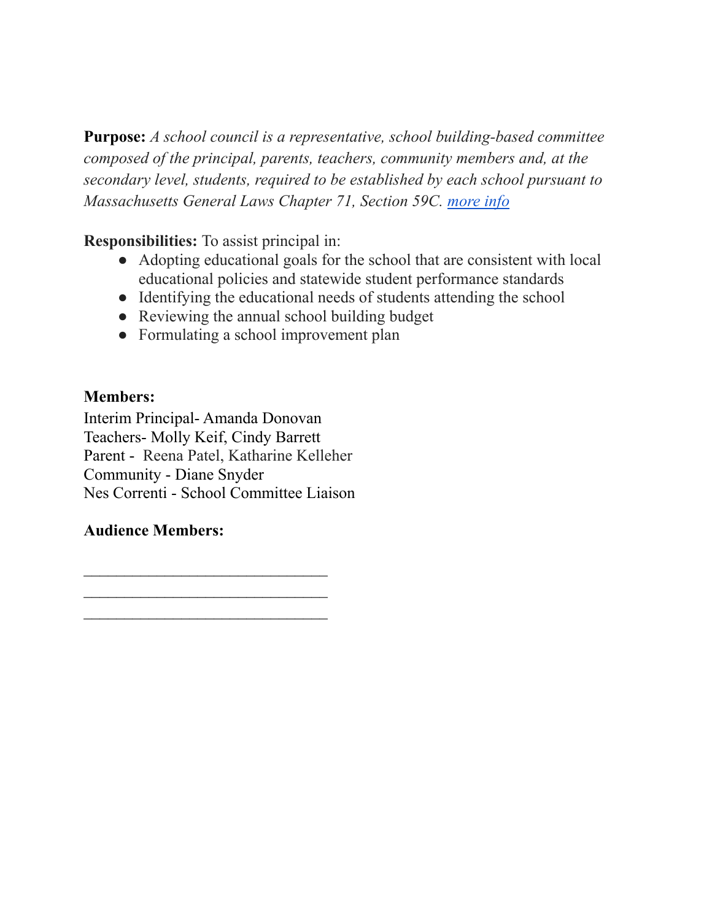**Purpose:** *A school council is a representative, school building-based committee composed of the principal, parents, teachers, community members and, at the secondary level, students, required to be established by each school pursuant to Massachusetts General Laws Chapter 71, Section 59C. more info*

**Responsibilities:** To assist principal in:

- Adopting educational goals for the school that are consistent with local educational policies and statewide student performance standards
- Identifying the educational needs of students attending the school
- Reviewing the annual school building budget
- Formulating a school improvement plan

**Members:**

Interim Principal- Amanda Donovan
Teachers- Molly Keif, Cindy Barrett
Parent - Reena Patel, Katharine Kelleher
Community - Diane Snyder
Nes Correnti - School Committee Liaison

**Audience Members:**

______________________________
______________________________
______________________________